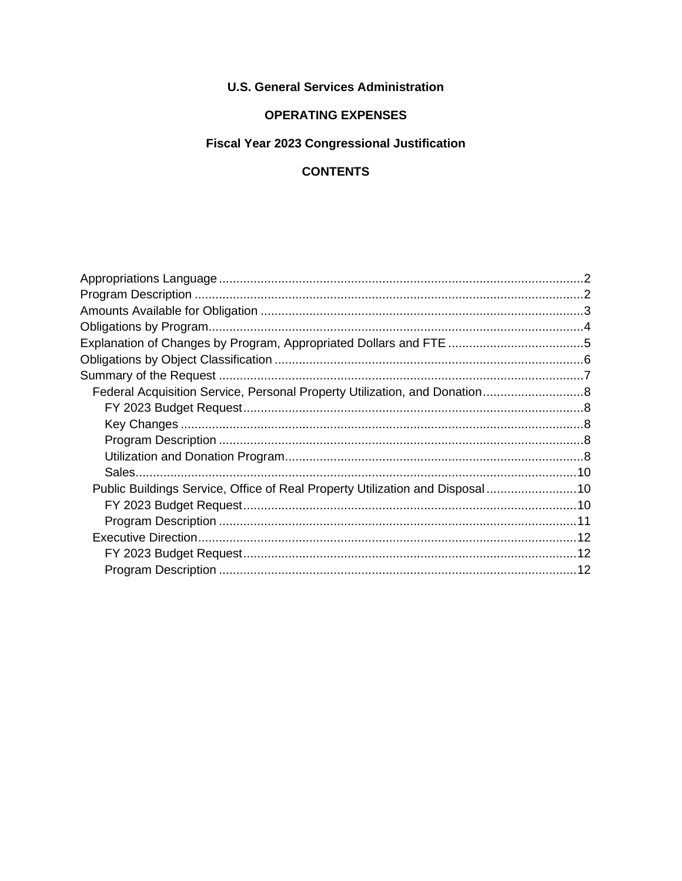**U.S. General Services Administration**

**OPERATING EXPENSES**

**Fiscal Year 2023 Congressional Justification**

**CONTENTS**

- Appropriations Language ........................................ 2
- Program Description ........................................ 2
- Amounts Available for Obligation ........................................ 3
- Obligations by Program ........................................ 4
- Explanation of Changes by Program, Appropriated Dollars and FTE ........................................ 5
- Obligations by Object Classification ........................................ 6
- Summary of the Request ........................................ 7
  - Federal Acquisition Service, Personal Property Utilization, and Donation ........................................ 8
    - FY 2023 Budget Request ........................................ 8
    - Key Changes ........................................ 8
    - Program Description ........................................ 8
    - Utilization and Donation Program ........................................ 8
    - Sales ........................................ 10
  - Public Buildings Service, Office of Real Property Utilization and Disposal ........................................ 10
    - FY 2023 Budget Request ........................................ 10
    - Program Description ........................................ 11
  - Executive Direction ........................................ 12
    - FY 2023 Budget Request ........................................ 12
    - Program Description ........................................ 12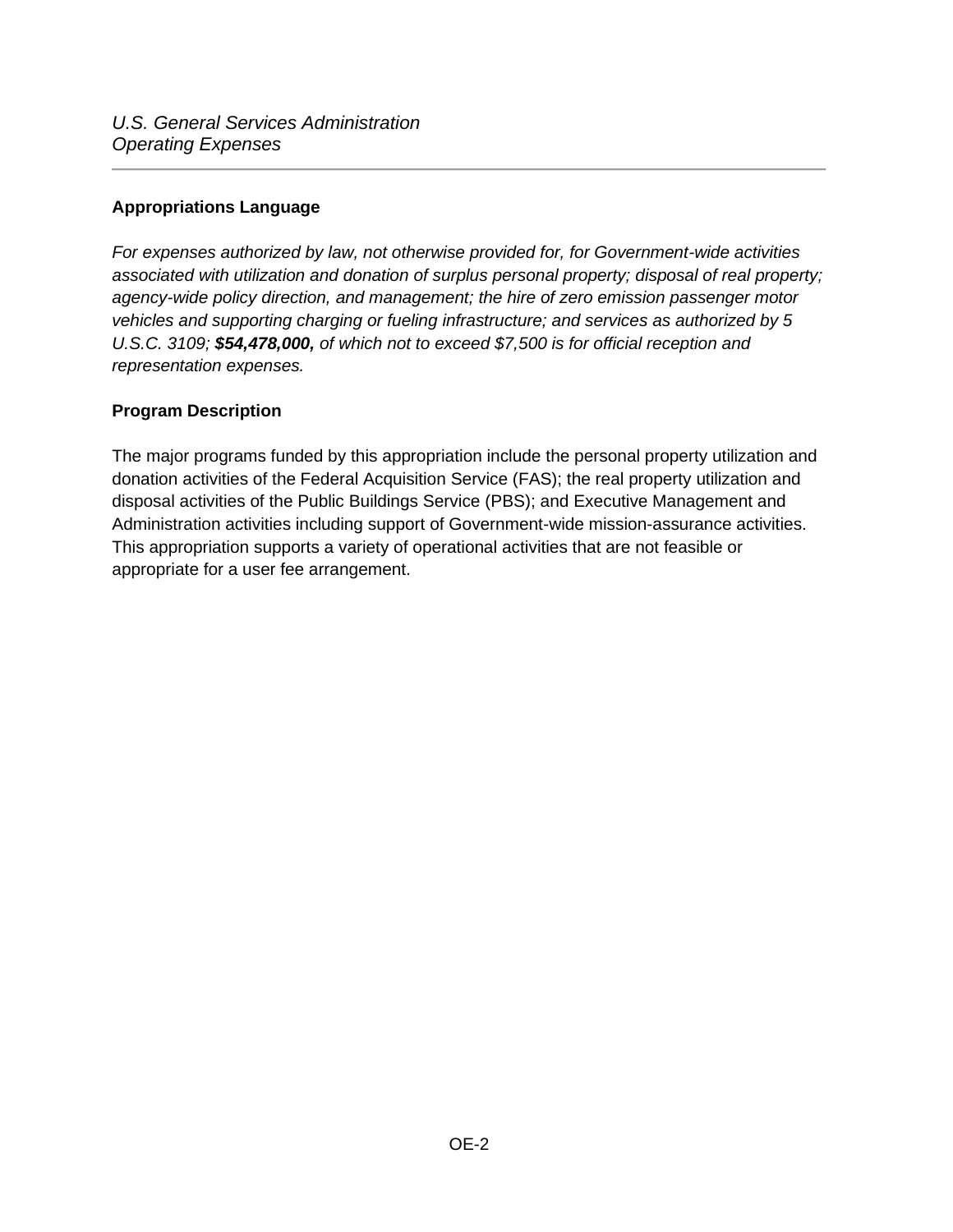## Appropriations Language

*For expenses authorized by law, not otherwise provided for, for Government-wide activities associated with utilization and donation of surplus personal property; disposal of real property; agency-wide policy direction, and management; the hire of zero emission passenger motor vehicles and supporting charging or fueling infrastructure; and services as authorized by 5 U.S.C. 3109;* ***$54,478,000,*** *of which not to exceed $7,500 is for official reception and representation expenses.*

## Program Description

The major programs funded by this appropriation include the personal property utilization and donation activities of the Federal Acquisition Service (FAS); the real property utilization and disposal activities of the Public Buildings Service (PBS); and Executive Management and Administration activities including support of Government-wide mission-assurance activities. This appropriation supports a variety of operational activities that are not feasible or appropriate for a user fee arrangement.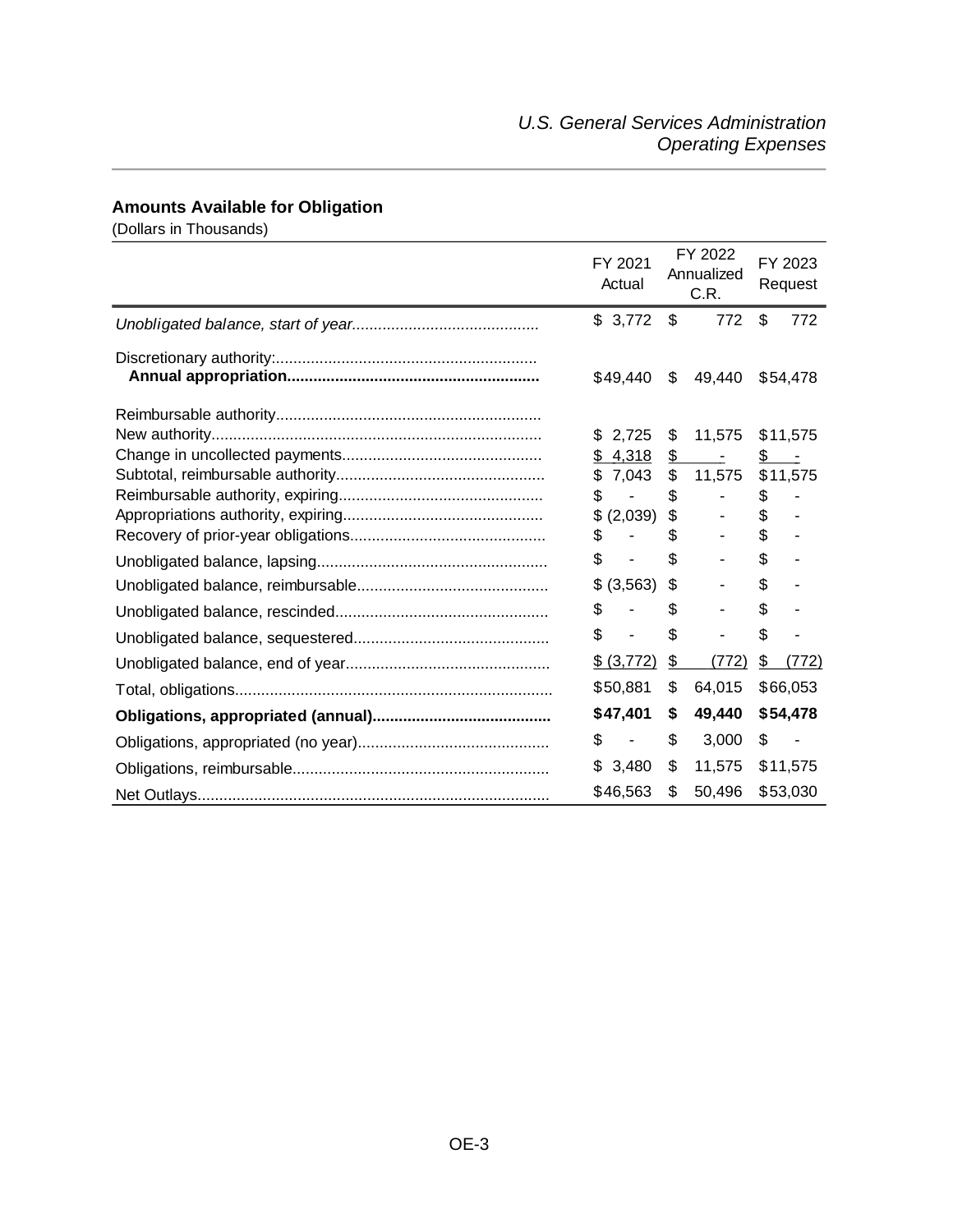## Amounts Available for Obligation

(Dollars in Thousands)

| | FY 2021 Actual | FY 2022 Annualized C.R. | FY 2023 Request |
|---|---|---|---|
| *Unobligated balance, start of year* | $ 3,772 | $ 772 | $ 772 |
| Discretionary authority: | | | |
| **Annual appropriation** | $49,440 | $ 49,440 | $54,478 |
| Reimbursable authority | | | |
| New authority | $ 2,725 | $ 11,575 | $11,575 |
| Change in uncollected payments | $ 4,318 | $ - | $ - |
| Subtotal, reimbursable authority | $ 7,043 | $ 11,575 | $11,575 |
| Reimbursable authority, expiring | $ - | $ - | $ - |
| Appropriations authority, expiring | $ (2,039) | $ - | $ - |
| Recovery of prior-year obligations | $ - | $ - | $ - |
| Unobligated balance, lapsing | $ - | $ - | $ - |
| Unobligated balance, reimbursable | $ (3,563) | $ - | $ - |
| Unobligated balance, rescinded | $ - | $ - | $ - |
| Unobligated balance, sequestered | $ - | $ - | $ - |
| Unobligated balance, end of year | $ (3,772) | $ (772) | $ (772) |
| Total, obligations | $50,881 | $ 64,015 | $66,053 |
| **Obligations, appropriated (annual)** | **$47,401** | **$ 49,440** | **$54,478** |
| Obligations, appropriated (no year) | $ - | $ 3,000 | $ - |
| Obligations, reimbursable | $ 3,480 | $ 11,575 | $11,575 |
| Net Outlays | $46,563 | $ 50,496 | $53,030 |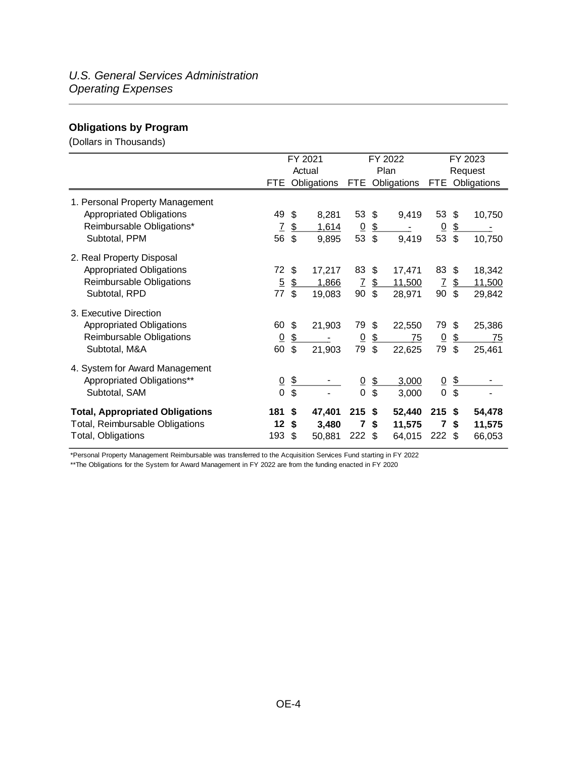*U.S. General Services Administration*
*Operating Expenses*

## Obligations by Program

(Dollars in Thousands)

| | FY 2021 Actual | | FY 2022 Plan | | FY 2023 Request | |
|---|---|---|---|---|---|---|
| | FTE | Obligations | FTE | Obligations | FTE | Obligations |
| 1. Personal Property Management | | | | | | |
| Appropriated Obligations | 49 | $ 8,281 | 53 | $ 9,419 | 53 | $ 10,750 |
| Reimbursable Obligations* | 7 | $ 1,614 | 0 | $ - | 0 | $ - |
| Subtotal, PPM | 56 | $ 9,895 | 53 | $ 9,419 | 53 | $ 10,750 |
| 2. Real Property Disposal | | | | | | |
| Appropriated Obligations | 72 | $ 17,217 | 83 | $ 17,471 | 83 | $ 18,342 |
| Reimbursable Obligations | 5 | $ 1,866 | 7 | $ 11,500 | 7 | $ 11,500 |
| Subtotal, RPD | 77 | $ 19,083 | 90 | $ 28,971 | 90 | $ 29,842 |
| 3. Executive Direction | | | | | | |
| Appropriated Obligations | 60 | $ 21,903 | 79 | $ 22,550 | 79 | $ 25,386 |
| Reimbursable Obligations | 0 | $ - | 0 | $ 75 | 0 | $ 75 |
| Subtotal, M&A | 60 | $ 21,903 | 79 | $ 22,625 | 79 | $ 25,461 |
| 4. System for Award Management | | | | | | |
| Appropriated Obligations** | 0 | $ - | 0 | $ 3,000 | 0 | $ - |
| Subtotal, SAM | 0 | $ - | 0 | $ 3,000 | 0 | $ - |
| **Total, Appropriated Obligations** | **181** | **$ 47,401** | **215** | **$ 52,440** | **215** | **$ 54,478** |
| Total, Reimbursable Obligations | **12** | **$ 3,480** | **7** | **$ 11,575** | **7** | **$ 11,575** |
| Total, Obligations | 193 | $ 50,881 | 222 | $ 64,015 | 222 | $ 66,053 |

*Personal Property Management Reimbursable was transferred to the Acquisition Services Fund starting in FY 2022

**The Obligations for the System for Award Management in FY 2022 are from the funding enacted in FY 2020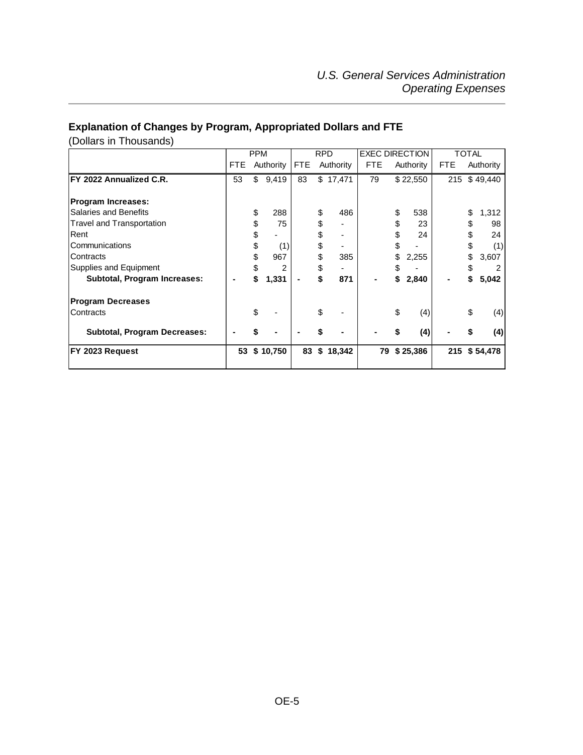## Explanation of Changes by Program, Appropriated Dollars and FTE

(Dollars in Thousands)

| | PPM | | RPD | | EXEC DIRECTION | | TOTAL | |
|---|---|---|---|---|---|---|---|---|
| | FTE | Authority | FTE | Authority | FTE | Authority | FTE | Authority |
| **FY 2022 Annualized C.R.** | 53 | $ 9,419 | 83 | $ 17,471 | 79 | $ 22,550 | 215 | $ 49,440 |
| **Program Increases:** | | | | | | | | |
| Salaries and Benefits | | $ 288 | | $ 486 | | $ 538 | | $ 1,312 |
| Travel and Transportation | | $ 75 | | $ - | | $ 23 | | $ 98 |
| Rent | | $ - | | $ - | | $ 24 | | $ 24 |
| Communications | | $ (1) | | $ - | | $ - | | $ (1) |
| Contracts | | $ 967 | | $ 385 | | $ 2,255 | | $ 3,607 |
| Supplies and Equipment | | $ 2 | | $ - | | $ - | | $ 2 |
| **Subtotal, Program Increases:** | **-** | **$ 1,331** | **-** | **$ 871** | **-** | **$ 2,840** | **-** | **$ 5,042** |
| **Program Decreases** | | | | | | | | |
| Contracts | | $ - | | $ - | | $ (4) | | $ (4) |
| **Subtotal, Program Decreases:** | **-** | **$ -** | **-** | **$ -** | **-** | **$ (4)** | **-** | **$ (4)** |
| **FY 2023 Request** | **53** | **$ 10,750** | **83** | **$ 18,342** | **79** | **$ 25,386** | **215** | **$ 54,478** |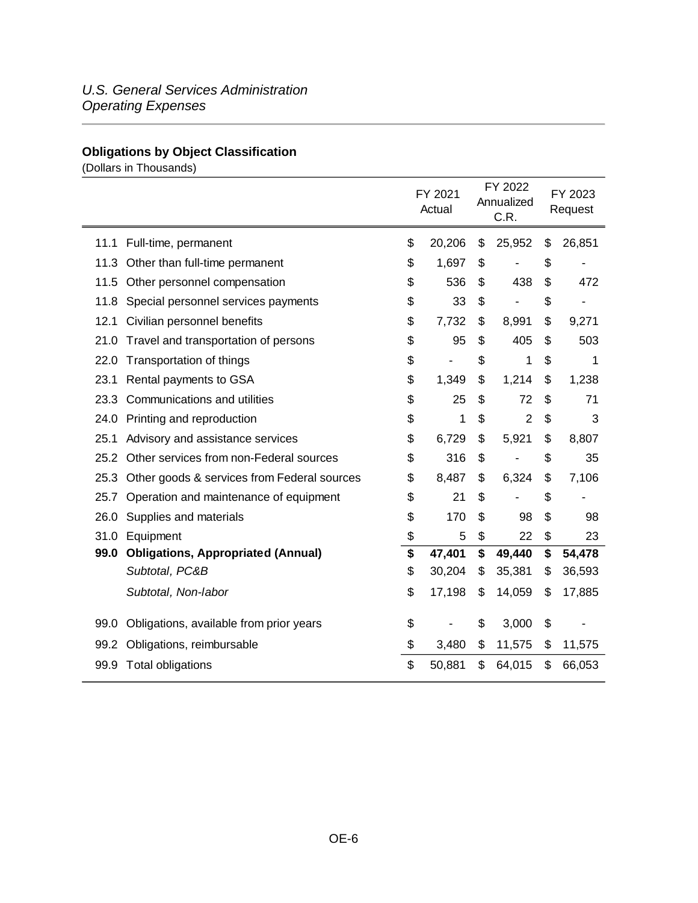*U.S. General Services Administration*
*Operating Expenses*

## Obligations by Object Classification

(Dollars in Thousands)

| | | FY 2021 Actual | FY 2022 Annualized C.R. | FY 2023 Request |
|---|---|---|---|---|
| 11.1 | Full-time, permanent | $ 20,206 | $ 25,952 | $ 26,851 |
| 11.3 | Other than full-time permanent | $ 1,697 | $ - | $ - |
| 11.5 | Other personnel compensation | $ 536 | $ 438 | $ 472 |
| 11.8 | Special personnel services payments | $ 33 | $ - | $ - |
| 12.1 | Civilian personnel benefits | $ 7,732 | $ 8,991 | $ 9,271 |
| 21.0 | Travel and transportation of persons | $ 95 | $ 405 | $ 503 |
| 22.0 | Transportation of things | $ - | $ 1 | $ 1 |
| 23.1 | Rental payments to GSA | $ 1,349 | $ 1,214 | $ 1,238 |
| 23.3 | Communications and utilities | $ 25 | $ 72 | $ 71 |
| 24.0 | Printing and reproduction | $ 1 | $ 2 | $ 3 |
| 25.1 | Advisory and assistance services | $ 6,729 | $ 5,921 | $ 8,807 |
| 25.2 | Other services from non-Federal sources | $ 316 | $ - | $ 35 |
| 25.3 | Other goods & services from Federal sources | $ 8,487 | $ 6,324 | $ 7,106 |
| 25.7 | Operation and maintenance of equipment | $ 21 | $ - | $ - |
| 26.0 | Supplies and materials | $ 170 | $ 98 | $ 98 |
| 31.0 | Equipment | $ 5 | $ 22 | $ 23 |
| **99.0** | **Obligations, Appropriated (Annual)** | **$ 47,401** | **$ 49,440** | **$ 54,478** |
| | *Subtotal, PC&B* | $ 30,204 | $ 35,381 | $ 36,593 |
| | *Subtotal, Non-labor* | $ 17,198 | $ 14,059 | $ 17,885 |
| 99.0 | Obligations, available from prior years | $ - | $ 3,000 | $ - |
| 99.2 | Obligations, reimbursable | $ 3,480 | $ 11,575 | $ 11,575 |
| 99.9 | Total obligations | $ 50,881 | $ 64,015 | $ 66,053 |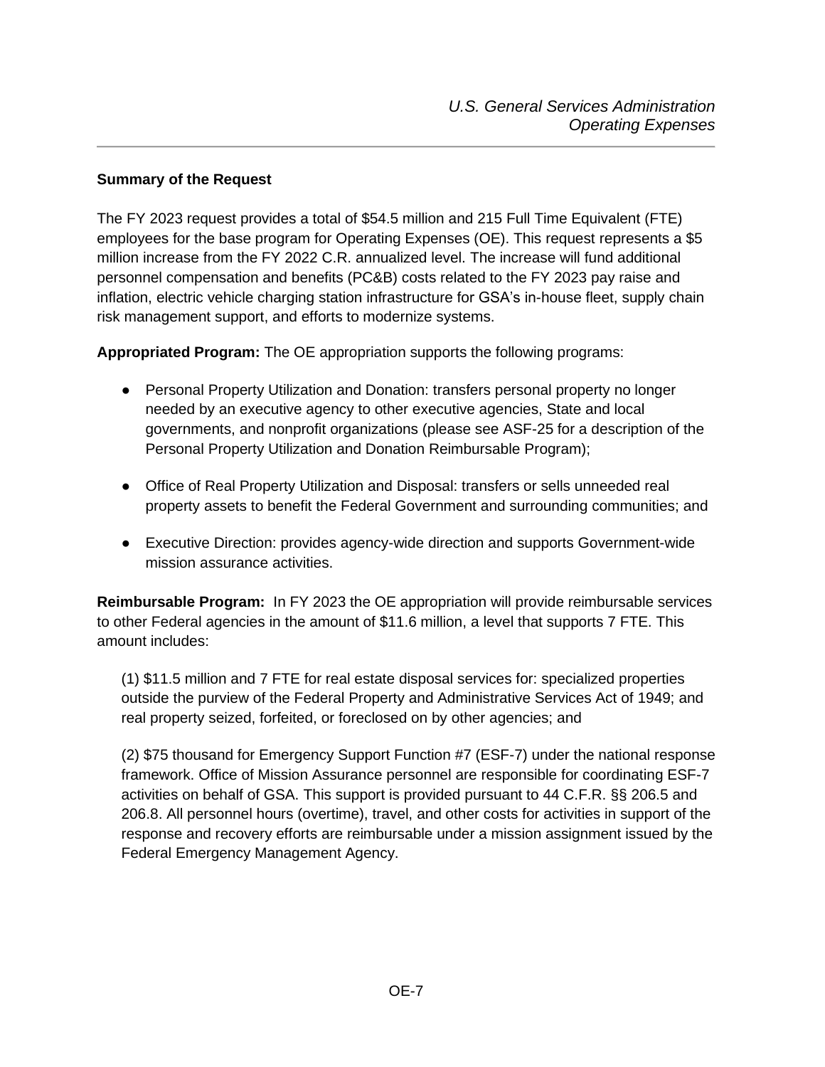**Summary of the Request**

The FY 2023 request provides a total of $54.5 million and 215 Full Time Equivalent (FTE) employees for the base program for Operating Expenses (OE). This request represents a $5 million increase from the FY 2022 C.R. annualized level. The increase will fund additional personnel compensation and benefits (PC&B) costs related to the FY 2023 pay raise and inflation, electric vehicle charging station infrastructure for GSA's in-house fleet, supply chain risk management support, and efforts to modernize systems.

**Appropriated Program:** The OE appropriation supports the following programs:

- Personal Property Utilization and Donation: transfers personal property no longer needed by an executive agency to other executive agencies, State and local governments, and nonprofit organizations (please see ASF-25 for a description of the Personal Property Utilization and Donation Reimbursable Program);

- Office of Real Property Utilization and Disposal: transfers or sells unneeded real property assets to benefit the Federal Government and surrounding communities; and

- Executive Direction: provides agency-wide direction and supports Government-wide mission assurance activities.

**Reimbursable Program:** In FY 2023 the OE appropriation will provide reimbursable services to other Federal agencies in the amount of $11.6 million, a level that supports 7 FTE. This amount includes:

(1) $11.5 million and 7 FTE for real estate disposal services for: specialized properties outside the purview of the Federal Property and Administrative Services Act of 1949; and real property seized, forfeited, or foreclosed on by other agencies; and

(2) $75 thousand for Emergency Support Function #7 (ESF-7) under the national response framework. Office of Mission Assurance personnel are responsible for coordinating ESF-7 activities on behalf of GSA. This support is provided pursuant to 44 C.F.R. §§ 206.5 and 206.8. All personnel hours (overtime), travel, and other costs for activities in support of the response and recovery efforts are reimbursable under a mission assignment issued by the Federal Emergency Management Agency.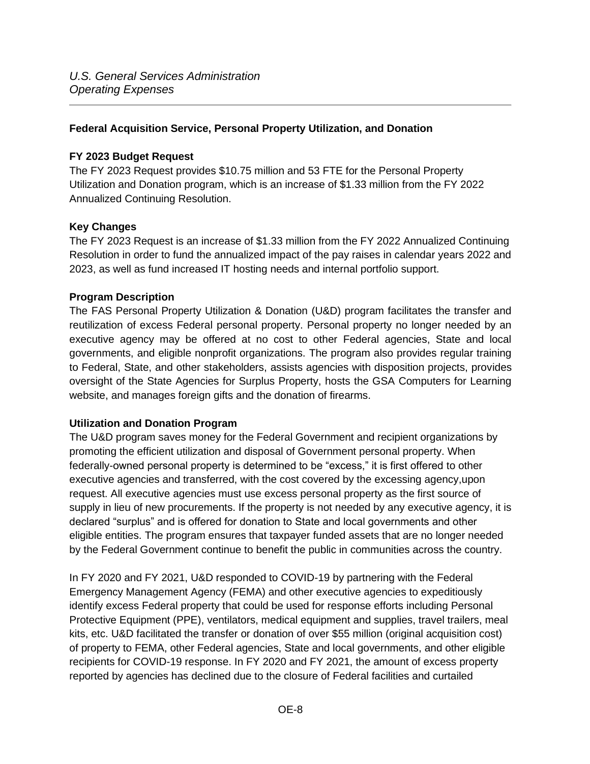## Federal Acquisition Service, Personal Property Utilization, and Donation

### FY 2023 Budget Request

The FY 2023 Request provides $10.75 million and 53 FTE for the Personal Property Utilization and Donation program, which is an increase of $1.33 million from the FY 2022 Annualized Continuing Resolution.

### Key Changes

The FY 2023 Request is an increase of $1.33 million from the FY 2022 Annualized Continuing Resolution in order to fund the annualized impact of the pay raises in calendar years 2022 and 2023, as well as fund increased IT hosting needs and internal portfolio support.

### Program Description

The FAS Personal Property Utilization & Donation (U&D) program facilitates the transfer and reutilization of excess Federal personal property. Personal property no longer needed by an executive agency may be offered at no cost to other Federal agencies, State and local governments, and eligible nonprofit organizations. The program also provides regular training to Federal, State, and other stakeholders, assists agencies with disposition projects, provides oversight of the State Agencies for Surplus Property, hosts the GSA Computers for Learning website, and manages foreign gifts and the donation of firearms.

### Utilization and Donation Program

The U&D program saves money for the Federal Government and recipient organizations by promoting the efficient utilization and disposal of Government personal property. When federally-owned personal property is determined to be "excess," it is first offered to other executive agencies and transferred, with the cost covered by the excessing agency,upon request. All executive agencies must use excess personal property as the first source of supply in lieu of new procurements. If the property is not needed by any executive agency, it is declared "surplus" and is offered for donation to State and local governments and other eligible entities. The program ensures that taxpayer funded assets that are no longer needed by the Federal Government continue to benefit the public in communities across the country.

In FY 2020 and FY 2021, U&D responded to COVID-19 by partnering with the Federal Emergency Management Agency (FEMA) and other executive agencies to expeditiously identify excess Federal property that could be used for response efforts including Personal Protective Equipment (PPE), ventilators, medical equipment and supplies, travel trailers, meal kits, etc. U&D facilitated the transfer or donation of over $55 million (original acquisition cost) of property to FEMA, other Federal agencies, State and local governments, and other eligible recipients for COVID-19 response. In FY 2020 and FY 2021, the amount of excess property reported by agencies has declined due to the closure of Federal facilities and curtailed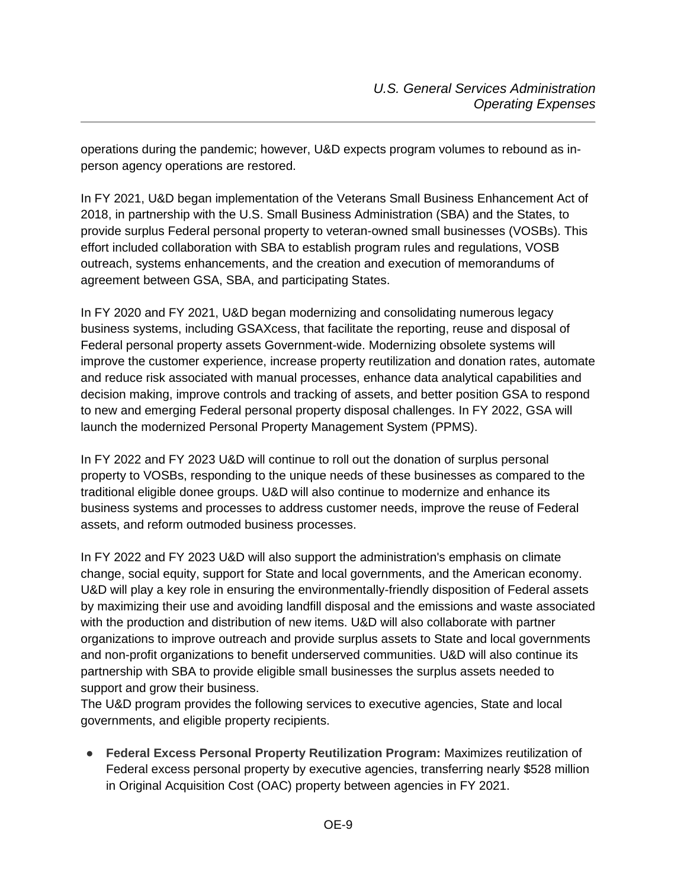operations during the pandemic; however, U&D expects program volumes to rebound as in-person agency operations are restored.

In FY 2021, U&D began implementation of the Veterans Small Business Enhancement Act of 2018, in partnership with the U.S. Small Business Administration (SBA) and the States, to provide surplus Federal personal property to veteran-owned small businesses (VOSBs). This effort included collaboration with SBA to establish program rules and regulations, VOSB outreach, systems enhancements, and the creation and execution of memorandums of agreement between GSA, SBA, and participating States.

In FY 2020 and FY 2021, U&D began modernizing and consolidating numerous legacy business systems, including GSAXcess, that facilitate the reporting, reuse and disposal of Federal personal property assets Government-wide. Modernizing obsolete systems will improve the customer experience, increase property reutilization and donation rates, automate and reduce risk associated with manual processes, enhance data analytical capabilities and decision making, improve controls and tracking of assets, and better position GSA to respond to new and emerging Federal personal property disposal challenges. In FY 2022, GSA will launch the modernized Personal Property Management System (PPMS).

In FY 2022 and FY 2023 U&D will continue to roll out the donation of surplus personal property to VOSBs, responding to the unique needs of these businesses as compared to the traditional eligible donee groups. U&D will also continue to modernize and enhance its business systems and processes to address customer needs, improve the reuse of Federal assets, and reform outmoded business processes.

In FY 2022 and FY 2023 U&D will also support the administration's emphasis on climate change, social equity, support for State and local governments, and the American economy. U&D will play a key role in ensuring the environmentally-friendly disposition of Federal assets by maximizing their use and avoiding landfill disposal and the emissions and waste associated with the production and distribution of new items. U&D will also collaborate with partner organizations to improve outreach and provide surplus assets to State and local governments and non-profit organizations to benefit underserved communities. U&D will also continue its partnership with SBA to provide eligible small businesses the surplus assets needed to support and grow their business.
The U&D program provides the following services to executive agencies, State and local governments, and eligible property recipients.

- **Federal Excess Personal Property Reutilization Program:** Maximizes reutilization of Federal excess personal property by executive agencies, transferring nearly $528 million in Original Acquisition Cost (OAC) property between agencies in FY 2021.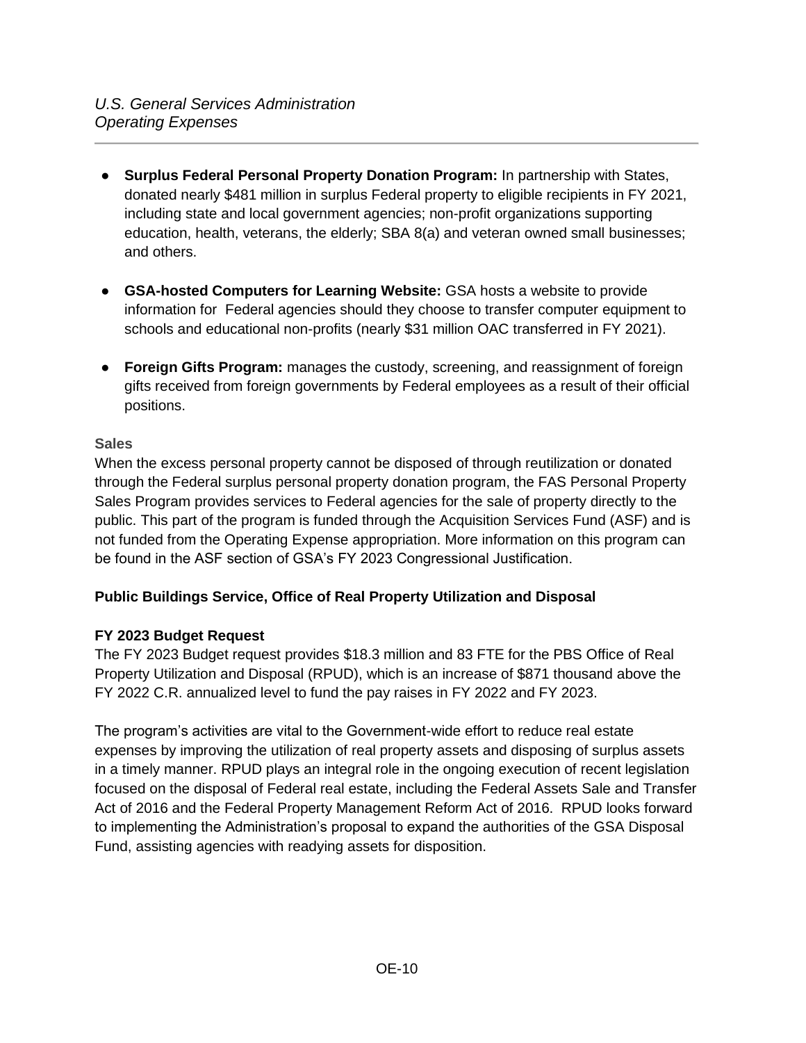- **Surplus Federal Personal Property Donation Program:** In partnership with States, donated nearly $481 million in surplus Federal property to eligible recipients in FY 2021, including state and local government agencies; non-profit organizations supporting education, health, veterans, the elderly; SBA 8(a) and veteran owned small businesses; and others.

- **GSA-hosted Computers for Learning Website:** GSA hosts a website to provide information for Federal agencies should they choose to transfer computer equipment to schools and educational non-profits (nearly $31 million OAC transferred in FY 2021).

- **Foreign Gifts Program:** manages the custody, screening, and reassignment of foreign gifts received from foreign governments by Federal employees as a result of their official positions.

#### Sales

When the excess personal property cannot be disposed of through reutilization or donated through the Federal surplus personal property donation program, the FAS Personal Property Sales Program provides services to Federal agencies for the sale of property directly to the public. This part of the program is funded through the Acquisition Services Fund (ASF) and is not funded from the Operating Expense appropriation. More information on this program can be found in the ASF section of GSA's FY 2023 Congressional Justification.

### Public Buildings Service, Office of Real Property Utilization and Disposal

#### FY 2023 Budget Request

The FY 2023 Budget request provides $18.3 million and 83 FTE for the PBS Office of Real Property Utilization and Disposal (RPUD), which is an increase of $871 thousand above the FY 2022 C.R. annualized level to fund the pay raises in FY 2022 and FY 2023.

The program's activities are vital to the Government-wide effort to reduce real estate expenses by improving the utilization of real property assets and disposing of surplus assets in a timely manner. RPUD plays an integral role in the ongoing execution of recent legislation focused on the disposal of Federal real estate, including the Federal Assets Sale and Transfer Act of 2016 and the Federal Property Management Reform Act of 2016. RPUD looks forward to implementing the Administration's proposal to expand the authorities of the GSA Disposal Fund, assisting agencies with readying assets for disposition.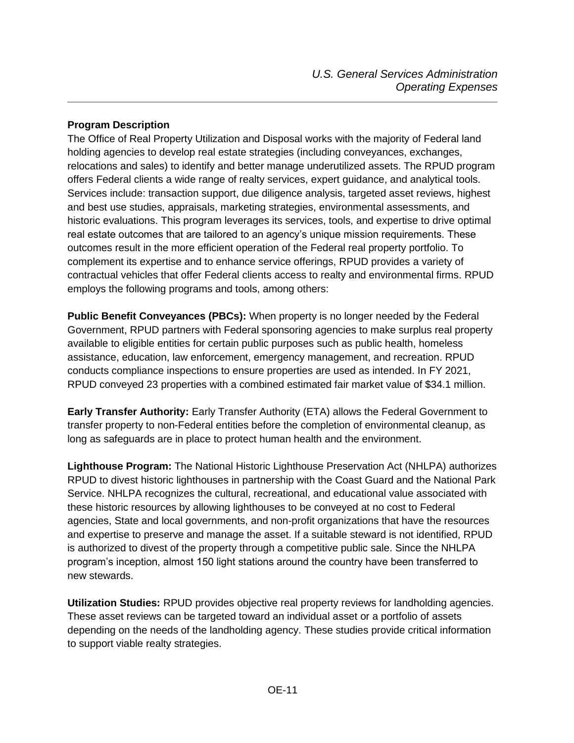### Program Description

The Office of Real Property Utilization and Disposal works with the majority of Federal land holding agencies to develop real estate strategies (including conveyances, exchanges, relocations and sales) to identify and better manage underutilized assets. The RPUD program offers Federal clients a wide range of realty services, expert guidance, and analytical tools. Services include: transaction support, due diligence analysis, targeted asset reviews, highest and best use studies, appraisals, marketing strategies, environmental assessments, and historic evaluations. This program leverages its services, tools, and expertise to drive optimal real estate outcomes that are tailored to an agency's unique mission requirements. These outcomes result in the more efficient operation of the Federal real property portfolio. To complement its expertise and to enhance service offerings, RPUD provides a variety of contractual vehicles that offer Federal clients access to realty and environmental firms. RPUD employs the following programs and tools, among others:

**Public Benefit Conveyances (PBCs):** When property is no longer needed by the Federal Government, RPUD partners with Federal sponsoring agencies to make surplus real property available to eligible entities for certain public purposes such as public health, homeless assistance, education, law enforcement, emergency management, and recreation. RPUD conducts compliance inspections to ensure properties are used as intended. In FY 2021, RPUD conveyed 23 properties with a combined estimated fair market value of $34.1 million.

**Early Transfer Authority:** Early Transfer Authority (ETA) allows the Federal Government to transfer property to non-Federal entities before the completion of environmental cleanup, as long as safeguards are in place to protect human health and the environment.

**Lighthouse Program:** The National Historic Lighthouse Preservation Act (NHLPA) authorizes RPUD to divest historic lighthouses in partnership with the Coast Guard and the National Park Service. NHLPA recognizes the cultural, recreational, and educational value associated with these historic resources by allowing lighthouses to be conveyed at no cost to Federal agencies, State and local governments, and non-profit organizations that have the resources and expertise to preserve and manage the asset. If a suitable steward is not identified, RPUD is authorized to divest of the property through a competitive public sale. Since the NHLPA program's inception, almost 150 light stations around the country have been transferred to new stewards.

**Utilization Studies:** RPUD provides objective real property reviews for landholding agencies. These asset reviews can be targeted toward an individual asset or a portfolio of assets depending on the needs of the landholding agency. These studies provide critical information to support viable realty strategies.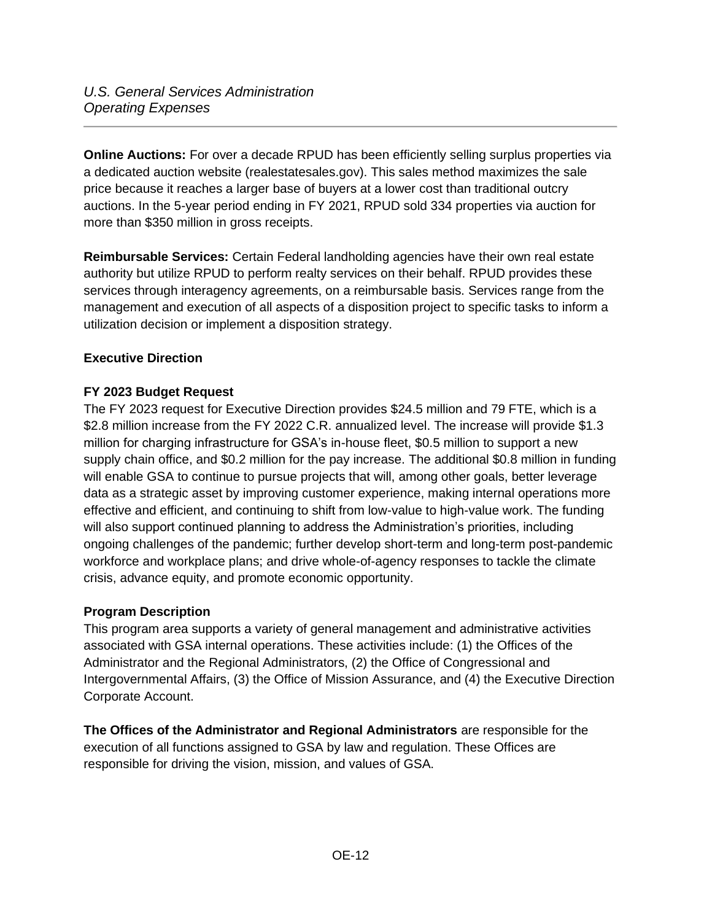**Online Auctions:** For over a decade RPUD has been efficiently selling surplus properties via a dedicated auction website (realestatesales.gov). This sales method maximizes the sale price because it reaches a larger base of buyers at a lower cost than traditional outcry auctions. In the 5-year period ending in FY 2021, RPUD sold 334 properties via auction for more than $350 million in gross receipts.

**Reimbursable Services:** Certain Federal landholding agencies have their own real estate authority but utilize RPUD to perform realty services on their behalf. RPUD provides these services through interagency agreements, on a reimbursable basis. Services range from the management and execution of all aspects of a disposition project to specific tasks to inform a utilization decision or implement a disposition strategy.

## Executive Direction

### FY 2023 Budget Request

The FY 2023 request for Executive Direction provides $24.5 million and 79 FTE, which is a $2.8 million increase from the FY 2022 C.R. annualized level. The increase will provide $1.3 million for charging infrastructure for GSA's in-house fleet, $0.5 million to support a new supply chain office, and $0.2 million for the pay increase. The additional $0.8 million in funding will enable GSA to continue to pursue projects that will, among other goals, better leverage data as a strategic asset by improving customer experience, making internal operations more effective and efficient, and continuing to shift from low-value to high-value work. The funding will also support continued planning to address the Administration's priorities, including ongoing challenges of the pandemic; further develop short-term and long-term post-pandemic workforce and workplace plans; and drive whole-of-agency responses to tackle the climate crisis, advance equity, and promote economic opportunity.

### Program Description

This program area supports a variety of general management and administrative activities associated with GSA internal operations. These activities include: (1) the Offices of the Administrator and the Regional Administrators, (2) the Office of Congressional and Intergovernmental Affairs, (3) the Office of Mission Assurance, and (4) the Executive Direction Corporate Account.

**The Offices of the Administrator and Regional Administrators** are responsible for the execution of all functions assigned to GSA by law and regulation. These Offices are responsible for driving the vision, mission, and values of GSA.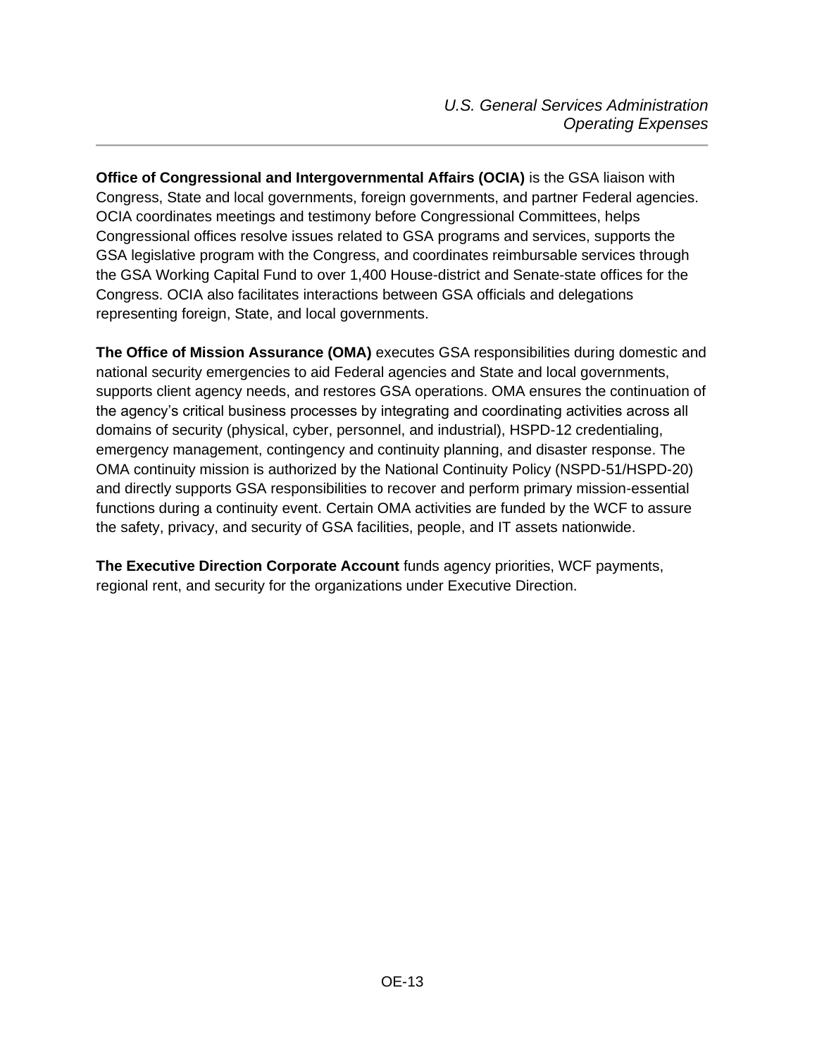**Office of Congressional and Intergovernmental Affairs (OCIA)** is the GSA liaison with Congress, State and local governments, foreign governments, and partner Federal agencies. OCIA coordinates meetings and testimony before Congressional Committees, helps Congressional offices resolve issues related to GSA programs and services, supports the GSA legislative program with the Congress, and coordinates reimbursable services through the GSA Working Capital Fund to over 1,400 House-district and Senate-state offices for the Congress. OCIA also facilitates interactions between GSA officials and delegations representing foreign, State, and local governments.

**The Office of Mission Assurance (OMA)** executes GSA responsibilities during domestic and national security emergencies to aid Federal agencies and State and local governments, supports client agency needs, and restores GSA operations. OMA ensures the continuation of the agency's critical business processes by integrating and coordinating activities across all domains of security (physical, cyber, personnel, and industrial), HSPD-12 credentialing, emergency management, contingency and continuity planning, and disaster response. The OMA continuity mission is authorized by the National Continuity Policy (NSPD-51/HSPD-20) and directly supports GSA responsibilities to recover and perform primary mission-essential functions during a continuity event. Certain OMA activities are funded by the WCF to assure the safety, privacy, and security of GSA facilities, people, and IT assets nationwide.

**The Executive Direction Corporate Account** funds agency priorities, WCF payments, regional rent, and security for the organizations under Executive Direction.